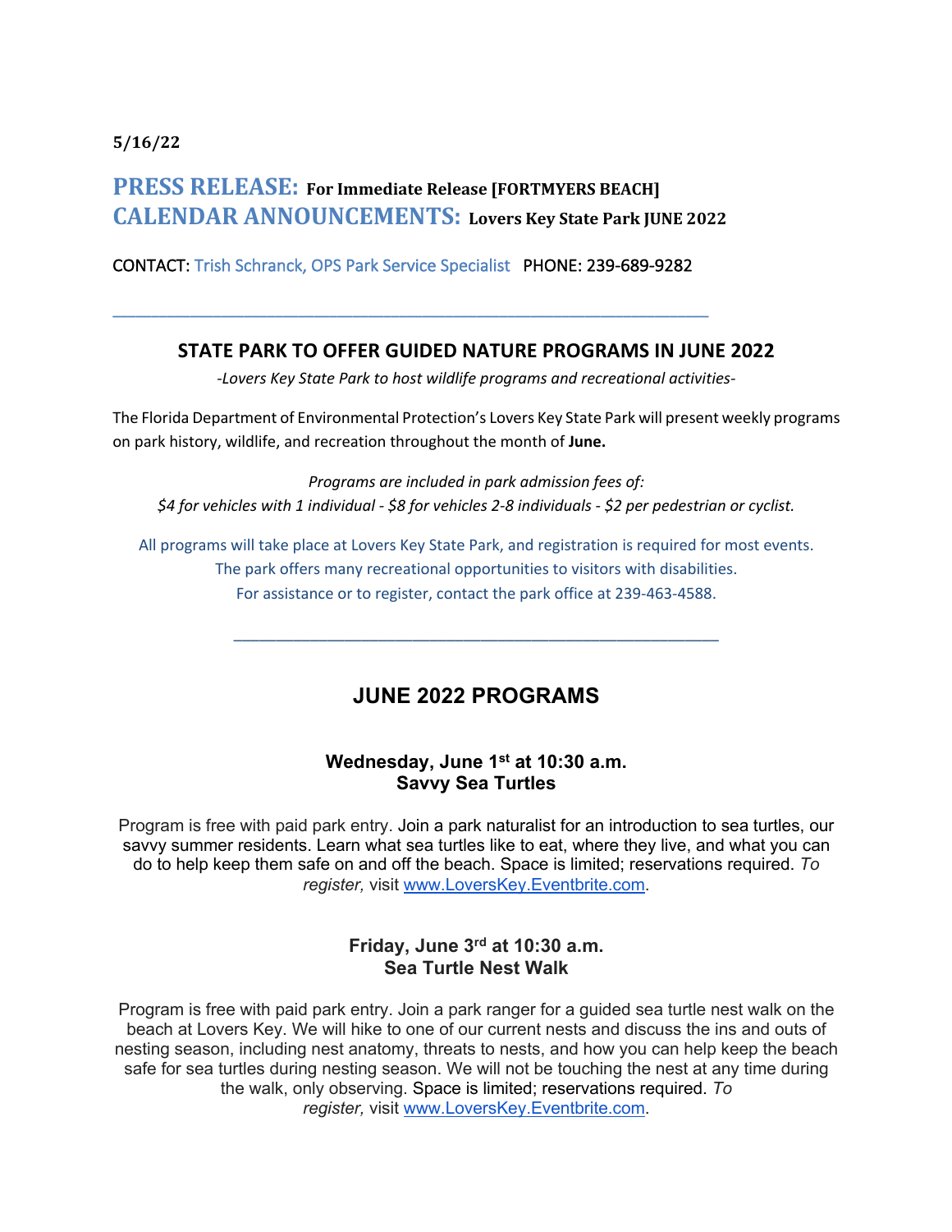**5/16/22**

# PRESS RELEASE: For Immediate Release [FORTMYERS BEACH]
# CALENDAR ANNOUNCEMENTS: Lovers Key State Park JUNE 2022

CONTACT: Trish Schranck, OPS Park Service Specialist PHONE: 239-689-9282

---

## STATE PARK TO OFFER GUIDED NATURE PROGRAMS IN JUNE 2022

*-Lovers Key State Park to host wildlife programs and recreational activities-*

The Florida Department of Environmental Protection's Lovers Key State Park will present weekly programs on park history, wildlife, and recreation throughout the month of **June.**

*Programs are included in park admission fees of:*
*$4 for vehicles with 1 individual - $8 for vehicles 2-8 individuals - $2 per pedestrian or cyclist.*

All programs will take place at Lovers Key State Park, and registration is required for most events.
The park offers many recreational opportunities to visitors with disabilities.
For assistance or to register, contact the park office at 239-463-4588.

---

## JUNE 2022 PROGRAMS

### Wednesday, June 1st at 10:30 a.m.
### Savvy Sea Turtles

Program is free with paid park entry. Join a park naturalist for an introduction to sea turtles, our savvy summer residents. Learn what sea turtles like to eat, where they live, and what you can do to help keep them safe on and off the beach. Space is limited; reservations required. *To register,* visit www.LoversKey.Eventbrite.com.

### Friday, June 3rd at 10:30 a.m.
### Sea Turtle Nest Walk

Program is free with paid park entry. Join a park ranger for a guided sea turtle nest walk on the beach at Lovers Key. We will hike to one of our current nests and discuss the ins and outs of nesting season, including nest anatomy, threats to nests, and how you can help keep the beach safe for sea turtles during nesting season. We will not be touching the nest at any time during the walk, only observing. Space is limited; reservations required. *To register,* visit www.LoversKey.Eventbrite.com.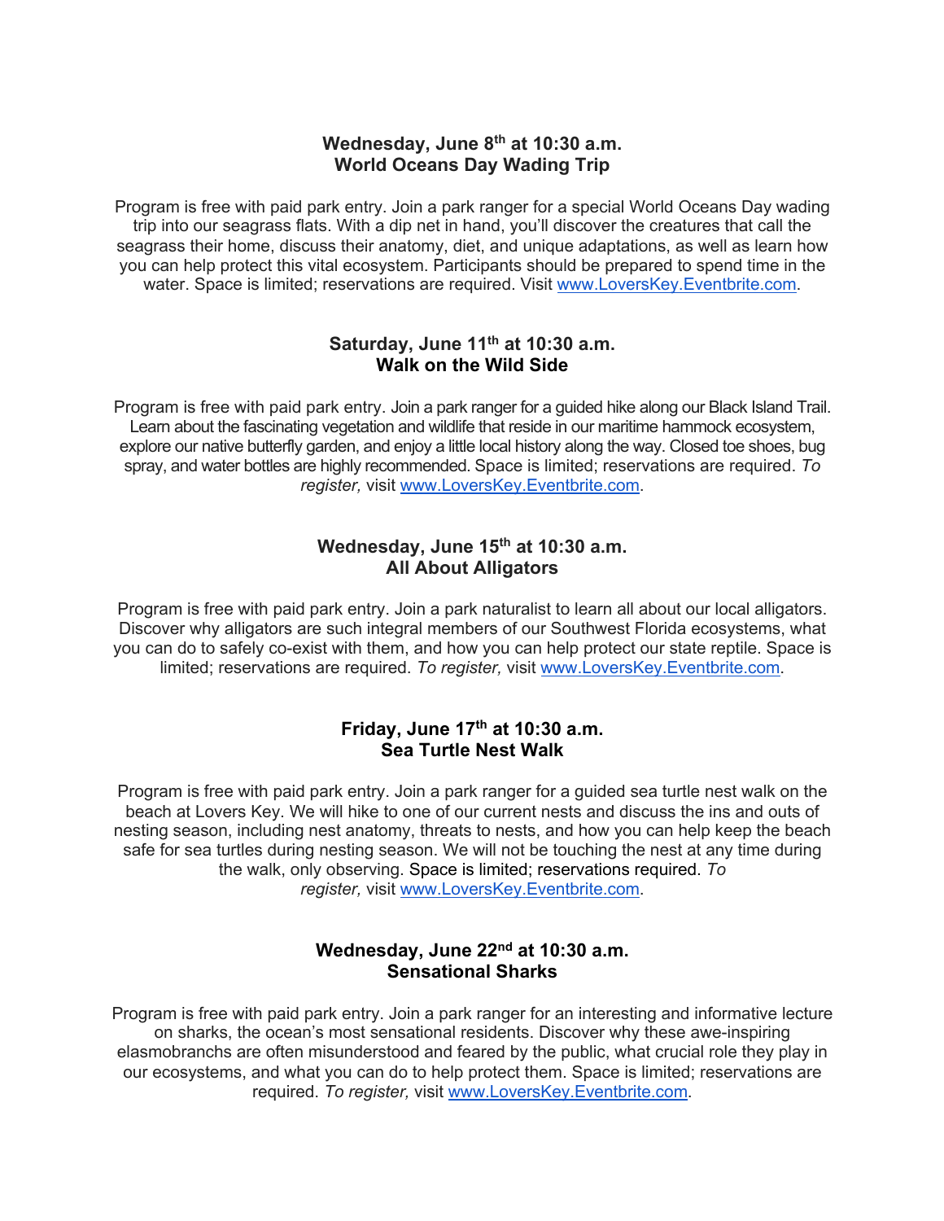**Wednesday, June 8th at 10:30 a.m.**
**World Oceans Day Wading Trip**

Program is free with paid park entry. Join a park ranger for a special World Oceans Day wading trip into our seagrass flats. With a dip net in hand, you'll discover the creatures that call the seagrass their home, discuss their anatomy, diet, and unique adaptations, as well as learn how you can help protect this vital ecosystem. Participants should be prepared to spend time in the water. Space is limited; reservations are required. Visit [www.LoversKey.Eventbrite.com](www.LoversKey.Eventbrite.com).

**Saturday, June 11th at 10:30 a.m.**
**Walk on the Wild Side**

Program is free with paid park entry. Join a park ranger for a guided hike along our Black Island Trail. Learn about the fascinating vegetation and wildlife that reside in our maritime hammock ecosystem, explore our native butterfly garden, and enjoy a little local history along the way. Closed toe shoes, bug spray, and water bottles are highly recommended. Space is limited; reservations are required. *To register,* visit [www.LoversKey.Eventbrite.com](www.LoversKey.Eventbrite.com).

**Wednesday, June 15th at 10:30 a.m.**
**All About Alligators**

Program is free with paid park entry. Join a park naturalist to learn all about our local alligators. Discover why alligators are such integral members of our Southwest Florida ecosystems, what you can do to safely co-exist with them, and how you can help protect our state reptile. Space is limited; reservations are required. *To register,* visit [www.LoversKey.Eventbrite.com](www.LoversKey.Eventbrite.com).

**Friday, June 17th at 10:30 a.m.**
**Sea Turtle Nest Walk**

Program is free with paid park entry. Join a park ranger for a guided sea turtle nest walk on the beach at Lovers Key. We will hike to one of our current nests and discuss the ins and outs of nesting season, including nest anatomy, threats to nests, and how you can help keep the beach safe for sea turtles during nesting season. We will not be touching the nest at any time during the walk, only observing. Space is limited; reservations required. *To register,* visit [www.LoversKey.Eventbrite.com](www.LoversKey.Eventbrite.com).

**Wednesday, June 22nd at 10:30 a.m.**
**Sensational Sharks**

Program is free with paid park entry. Join a park ranger for an interesting and informative lecture on sharks, the ocean's most sensational residents. Discover why these awe-inspiring elasmobranchs are often misunderstood and feared by the public, what crucial role they play in our ecosystems, and what you can do to help protect them. Space is limited; reservations are required. *To register,* visit [www.LoversKey.Eventbrite.com](www.LoversKey.Eventbrite.com).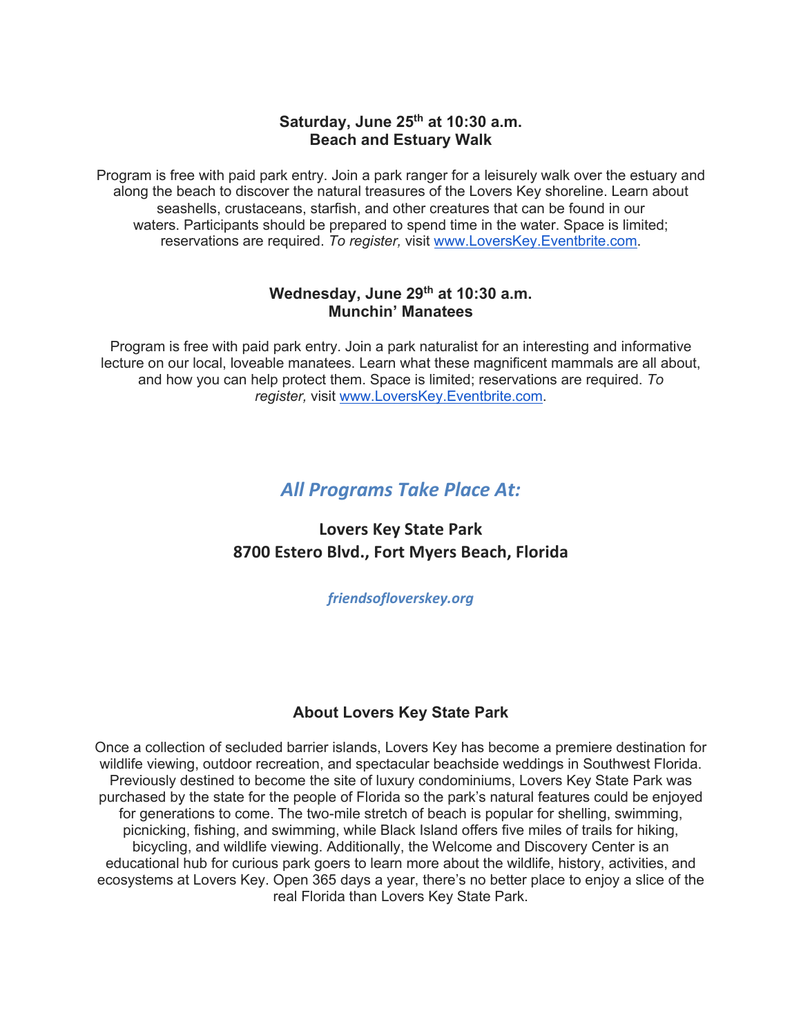**Saturday, June 25th at 10:30 a.m.**
**Beach and Estuary Walk**

Program is free with paid park entry. Join a park ranger for a leisurely walk over the estuary and along the beach to discover the natural treasures of the Lovers Key shoreline. Learn about seashells, crustaceans, starfish, and other creatures that can be found in our waters. Participants should be prepared to spend time in the water. Space is limited; reservations are required. *To register,* visit www.LoversKey.Eventbrite.com.

**Wednesday, June 29th at 10:30 a.m.**
**Munchin' Manatees**

Program is free with paid park entry. Join a park naturalist for an interesting and informative lecture on our local, loveable manatees. Learn what these magnificent mammals are all about, and how you can help protect them. Space is limited; reservations are required. *To register,* visit www.LoversKey.Eventbrite.com.

## *All Programs Take Place At:*

**Lovers Key State Park**
**8700 Estero Blvd., Fort Myers Beach, Florida**

***friendsofloverskey.org***

### About Lovers Key State Park

Once a collection of secluded barrier islands, Lovers Key has become a premiere destination for wildlife viewing, outdoor recreation, and spectacular beachside weddings in Southwest Florida. Previously destined to become the site of luxury condominiums, Lovers Key State Park was purchased by the state for the people of Florida so the park's natural features could be enjoyed for generations to come. The two-mile stretch of beach is popular for shelling, swimming, picnicking, fishing, and swimming, while Black Island offers five miles of trails for hiking, bicycling, and wildlife viewing. Additionally, the Welcome and Discovery Center is an educational hub for curious park goers to learn more about the wildlife, history, activities, and ecosystems at Lovers Key. Open 365 days a year, there's no better place to enjoy a slice of the real Florida than Lovers Key State Park.